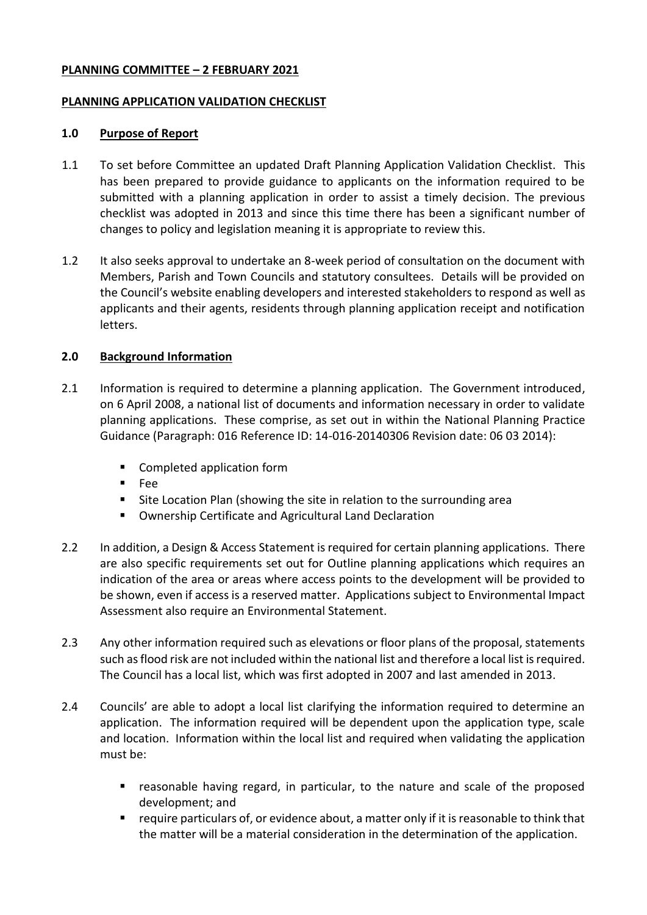**PLANNING COMMITTEE – 2 FEBRUARY 2021**

**PLANNING APPLICATION VALIDATION CHECKLIST**

## 1.0 Purpose of Report

1.1 To set before Committee an updated Draft Planning Application Validation Checklist. This has been prepared to provide guidance to applicants on the information required to be submitted with a planning application in order to assist a timely decision. The previous checklist was adopted in 2013 and since this time there has been a significant number of changes to policy and legislation meaning it is appropriate to review this.

1.2 It also seeks approval to undertake an 8-week period of consultation on the document with Members, Parish and Town Councils and statutory consultees. Details will be provided on the Council's website enabling developers and interested stakeholders to respond as well as applicants and their agents, residents through planning application receipt and notification letters.

## 2.0 Background Information

2.1 Information is required to determine a planning application. The Government introduced, on 6 April 2008, a national list of documents and information necessary in order to validate planning applications. These comprise, as set out in within the National Planning Practice Guidance (Paragraph: 016 Reference ID: 14-016-20140306 Revision date: 06 03 2014):

- Completed application form
- Fee
- Site Location Plan (showing the site in relation to the surrounding area
- Ownership Certificate and Agricultural Land Declaration

2.2 In addition, a Design & Access Statement is required for certain planning applications. There are also specific requirements set out for Outline planning applications which requires an indication of the area or areas where access points to the development will be provided to be shown, even if access is a reserved matter. Applications subject to Environmental Impact Assessment also require an Environmental Statement.

2.3 Any other information required such as elevations or floor plans of the proposal, statements such as flood risk are not included within the national list and therefore a local list is required. The Council has a local list, which was first adopted in 2007 and last amended in 2013.

2.4 Councils' are able to adopt a local list clarifying the information required to determine an application. The information required will be dependent upon the application type, scale and location. Information within the local list and required when validating the application must be:

- reasonable having regard, in particular, to the nature and scale of the proposed development; and
- require particulars of, or evidence about, a matter only if it is reasonable to think that the matter will be a material consideration in the determination of the application.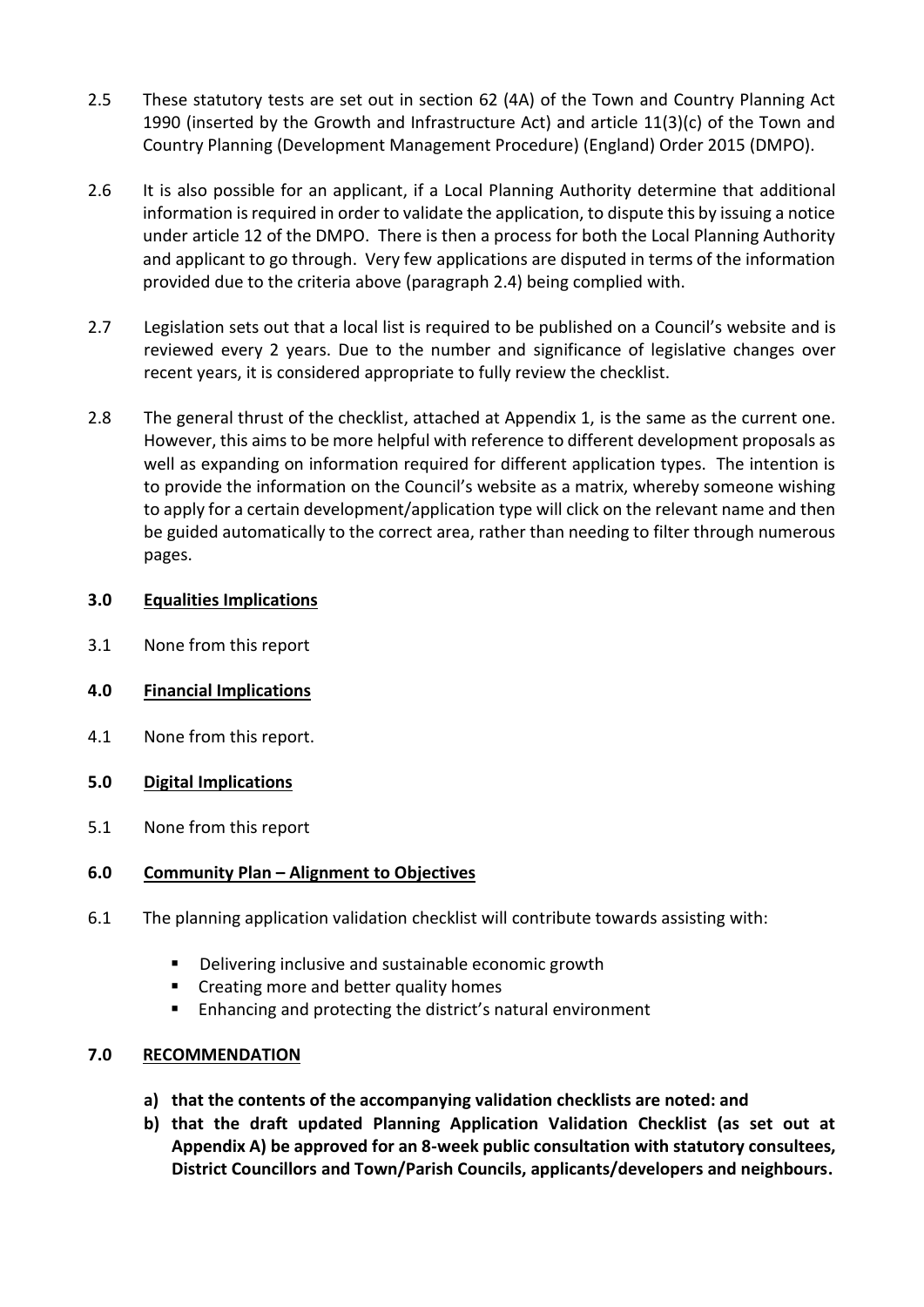2.5 These statutory tests are set out in section 62 (4A) of the Town and Country Planning Act 1990 (inserted by the Growth and Infrastructure Act) and article 11(3)(c) of the Town and Country Planning (Development Management Procedure) (England) Order 2015 (DMPO).

2.6 It is also possible for an applicant, if a Local Planning Authority determine that additional information is required in order to validate the application, to dispute this by issuing a notice under article 12 of the DMPO. There is then a process for both the Local Planning Authority and applicant to go through. Very few applications are disputed in terms of the information provided due to the criteria above (paragraph 2.4) being complied with.

2.7 Legislation sets out that a local list is required to be published on a Council's website and is reviewed every 2 years. Due to the number and significance of legislative changes over recent years, it is considered appropriate to fully review the checklist.

2.8 The general thrust of the checklist, attached at Appendix 1, is the same as the current one. However, this aims to be more helpful with reference to different development proposals as well as expanding on information required for different application types. The intention is to provide the information on the Council's website as a matrix, whereby someone wishing to apply for a certain development/application type will click on the relevant name and then be guided automatically to the correct area, rather than needing to filter through numerous pages.

## 3.0 Equalities Implications

3.1 None from this report

## 4.0 Financial Implications

4.1 None from this report.

## 5.0 Digital Implications

5.1 None from this report

## 6.0 Community Plan – Alignment to Objectives

6.1 The planning application validation checklist will contribute towards assisting with:

- Delivering inclusive and sustainable economic growth
- Creating more and better quality homes
- Enhancing and protecting the district's natural environment

## 7.0 RECOMMENDATION

**a) that the contents of the accompanying validation checklists are noted: and**

**b) that the draft updated Planning Application Validation Checklist (as set out at Appendix A) be approved for an 8-week public consultation with statutory consultees, District Councillors and Town/Parish Councils, applicants/developers and neighbours.**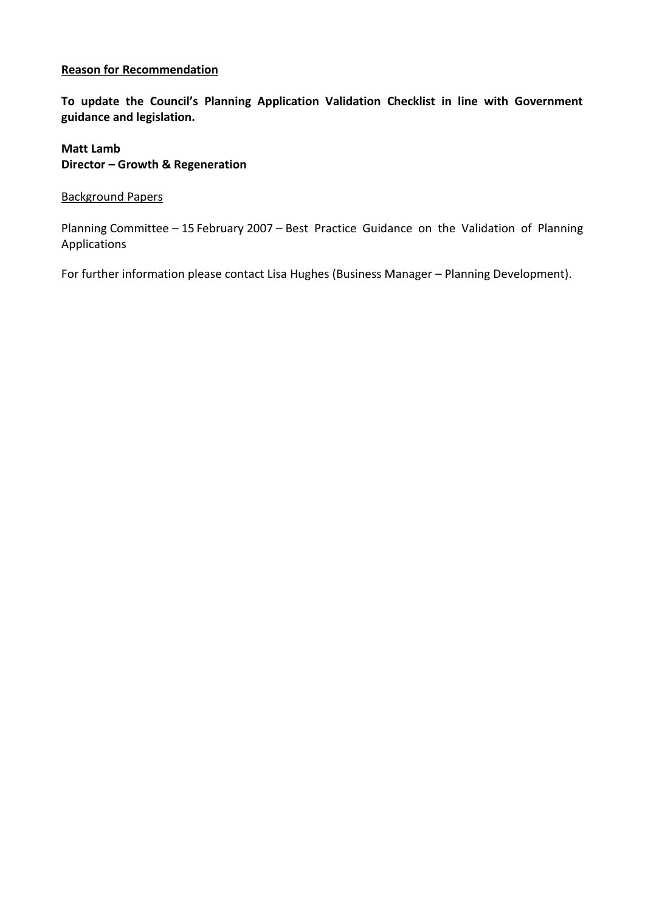**Reason for Recommendation**

**To update the Council's Planning Application Validation Checklist in line with Government guidance and legislation.**

**Matt Lamb**
**Director – Growth & Regeneration**

Background Papers

Planning Committee – 15 February 2007 – Best Practice Guidance on the Validation of Planning Applications

For further information please contact Lisa Hughes (Business Manager – Planning Development).